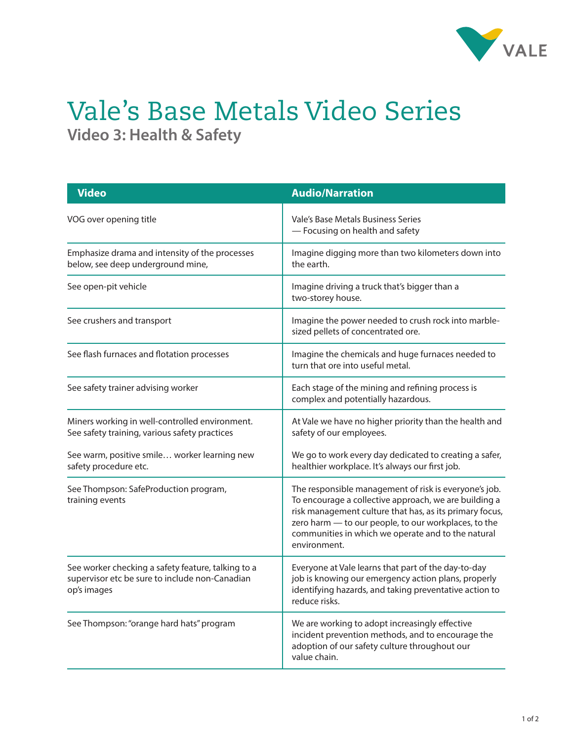# Vale's Base Metals Video Series

## Video 3: Health & Safety

| Video | Audio/Narration |
| --- | --- |
| VOG over opening title | Vale's Base Metals Business Series — Focusing on health and safety |
| Emphasize drama and intensity of the processes below, see deep underground mine, | Imagine digging more than two kilometers down into the earth. |
| See open-pit vehicle | Imagine driving a truck that's bigger than a two-storey house. |
| See crushers and transport | Imagine the power needed to crush rock into marble-sized pellets of concentrated ore. |
| See flash furnaces and flotation processes | Imagine the chemicals and huge furnaces needed to turn that ore into useful metal. |
| See safety trainer advising worker | Each stage of the mining and refining process is complex and potentially hazardous. |
| Miners working in well-controlled environment. See safety training, various safety practices<br><br>See warm, positive smile… worker learning new safety procedure etc. | At Vale we have no higher priority than the health and safety of our employees.<br><br>We go to work every day dedicated to creating a safer, healthier workplace. It's always our first job. |
| See Thompson: SafeProduction program, training events | The responsible management of risk is everyone's job. To encourage a collective approach, we are building a risk management culture that has, as its primary focus, zero harm — to our people, to our workplaces, to the communities in which we operate and to the natural environment. |
| See worker checking a safety feature, talking to a supervisor etc be sure to include non-Canadian op's images | Everyone at Vale learns that part of the day-to-day job is knowing our emergency action plans, properly identifying hazards, and taking preventative action to reduce risks. |
| See Thompson: "orange hard hats" program | We are working to adopt increasingly effective incident prevention methods, and to encourage the adoption of our safety culture throughout our value chain. |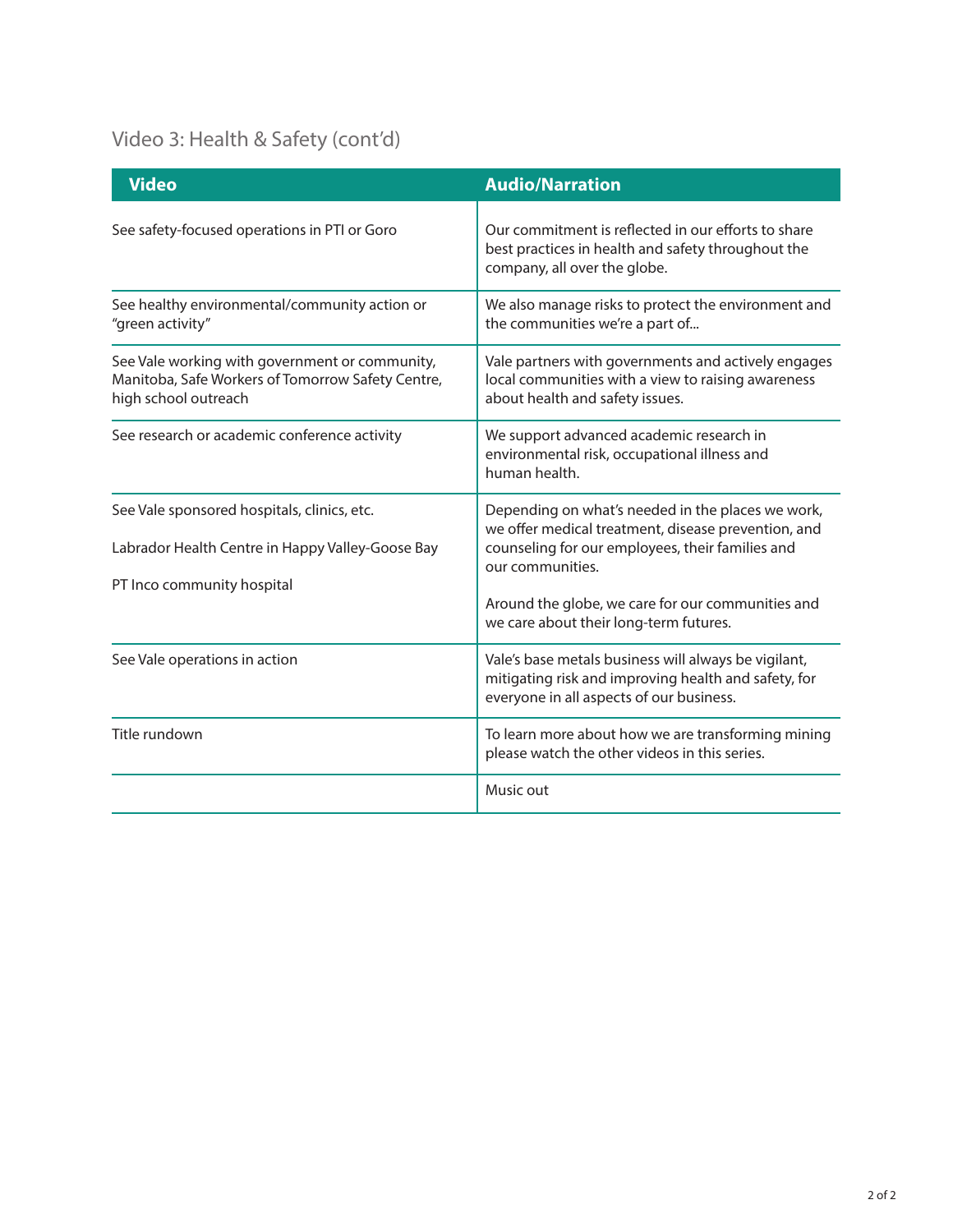## Video 3: Health & Safety (cont'd)

| Video | Audio/Narration |
|---|---|
| See safety-focused operations in PTI or Goro | Our commitment is reflected in our efforts to share best practices in health and safety throughout the company, all over the globe. |
| See healthy environmental/community action or "green activity" | We also manage risks to protect the environment and the communities we're a part of... |
| See Vale working with government or community, Manitoba, Safe Workers of Tomorrow Safety Centre, high school outreach | Vale partners with governments and actively engages local communities with a view to raising awareness about health and safety issues. |
| See research or academic conference activity | We support advanced academic research in environmental risk, occupational illness and human health. |
| See Vale sponsored hospitals, clinics, etc.<br><br>Labrador Health Centre in Happy Valley-Goose Bay<br><br>PT Inco community hospital | Depending on what's needed in the places we work, we offer medical treatment, disease prevention, and counseling for our employees, their families and our communities.<br><br>Around the globe, we care for our communities and we care about their long-term futures. |
| See Vale operations in action | Vale's base metals business will always be vigilant, mitigating risk and improving health and safety, for everyone in all aspects of our business. |
| Title rundown | To learn more about how we are transforming mining please watch the other videos in this series. |
| | Music out |